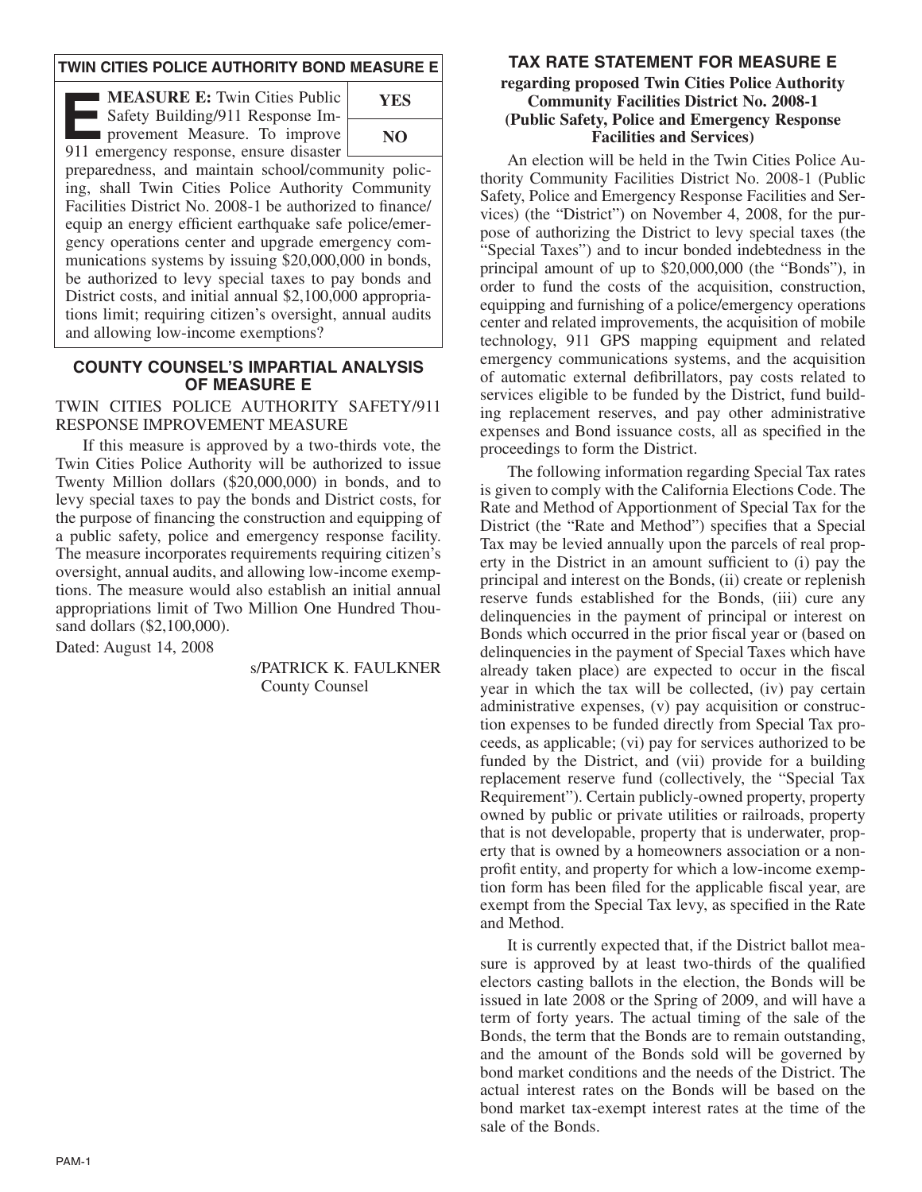## TWIN CITIES POLICE AUTHORITY BOND MEASURE E

**MEASURE E:** Twin Cities Public Safety Building/911 Response Improvement Measure. To improve 911 emergency response, ensure disaster preparedness, and maintain school/community policing, shall Twin Cities Police Authority Community Facilities District No. 2008-1 be authorized to finance/equip an energy efficient earthquake safe police/emergency operations center and upgrade emergency communications systems by issuing $20,000,000 in bonds, be authorized to levy special taxes to pay bonds and District costs, and initial annual $2,100,000 appropriations limit; requiring citizen's oversight, annual audits and allowing low-income exemptions?

| YES |
|---|
| NO |

## COUNTY COUNSEL'S IMPARTIAL ANALYSIS OF MEASURE E

TWIN CITIES POLICE AUTHORITY SAFETY/911 RESPONSE IMPROVEMENT MEASURE

If this measure is approved by a two-thirds vote, the Twin Cities Police Authority will be authorized to issue Twenty Million dollars ($20,000,000) in bonds, and to levy special taxes to pay the bonds and District costs, for the purpose of financing the construction and equipping of a public safety, police and emergency response facility. The measure incorporates requirements requiring citizen's oversight, annual audits, and allowing low-income exemptions. The measure would also establish an initial annual appropriations limit of Two Million One Hundred Thousand dollars ($2,100,000).

Dated: August 14, 2008

s/PATRICK K. FAULKNER
County Counsel

## TAX RATE STATEMENT FOR MEASURE E

**regarding proposed Twin Cities Police Authority Community Facilities District No. 2008-1 (Public Safety, Police and Emergency Response Facilities and Services)**

An election will be held in the Twin Cities Police Authority Community Facilities District No. 2008-1 (Public Safety, Police and Emergency Response Facilities and Services) (the "District") on November 4, 2008, for the purpose of authorizing the District to levy special taxes (the "Special Taxes") and to incur bonded indebtedness in the principal amount of up to $20,000,000 (the "Bonds"), in order to fund the costs of the acquisition, construction, equipping and furnishing of a police/emergency operations center and related improvements, the acquisition of mobile technology, 911 GPS mapping equipment and related emergency communications systems, and the acquisition of automatic external defibrillators, pay costs related to services eligible to be funded by the District, fund building replacement reserves, and pay other administrative expenses and Bond issuance costs, all as specified in the proceedings to form the District.

The following information regarding Special Tax rates is given to comply with the California Elections Code. The Rate and Method of Apportionment of Special Tax for the District (the "Rate and Method") specifies that a Special Tax may be levied annually upon the parcels of real property in the District in an amount sufficient to (i) pay the principal and interest on the Bonds, (ii) create or replenish reserve funds established for the Bonds, (iii) cure any delinquencies in the payment of principal or interest on Bonds which occurred in the prior fiscal year or (based on delinquencies in the payment of Special Taxes which have already taken place) are expected to occur in the fiscal year in which the tax will be collected, (iv) pay certain administrative expenses, (v) pay acquisition or construction expenses to be funded directly from Special Tax proceeds, as applicable; (vi) pay for services authorized to be funded by the District, and (vii) provide for a building replacement reserve fund (collectively, the "Special Tax Requirement"). Certain publicly-owned property, property owned by public or private utilities or railroads, property that is not developable, property that is underwater, property that is owned by a homeowners association or a nonprofit entity, and property for which a low-income exemption form has been filed for the applicable fiscal year, are exempt from the Special Tax levy, as specified in the Rate and Method.

It is currently expected that, if the District ballot measure is approved by at least two-thirds of the qualified electors casting ballots in the election, the Bonds will be issued in late 2008 or the Spring of 2009, and will have a term of forty years. The actual timing of the sale of the Bonds, the term that the Bonds are to remain outstanding, and the amount of the Bonds sold will be governed by bond market conditions and the needs of the District. The actual interest rates on the Bonds will be based on the bond market tax-exempt interest rates at the time of the sale of the Bonds.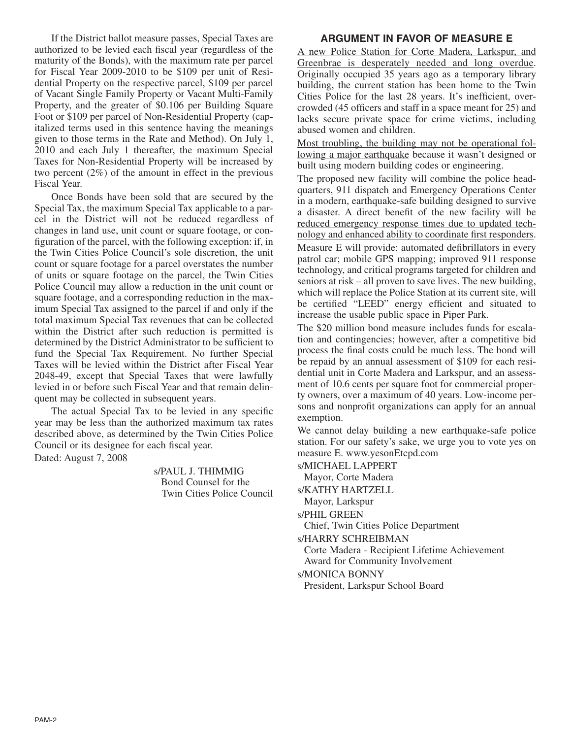If the District ballot measure passes, Special Taxes are authorized to be levied each fiscal year (regardless of the maturity of the Bonds), with the maximum rate per parcel for Fiscal Year 2009-2010 to be $109 per unit of Residential Property on the respective parcel, $109 per parcel of Vacant Single Family Property or Vacant Multi-Family Property, and the greater of $0.106 per Building Square Foot or $109 per parcel of Non-Residential Property (capitalized terms used in this sentence having the meanings given to those terms in the Rate and Method). On July 1, 2010 and each July 1 thereafter, the maximum Special Taxes for Non-Residential Property will be increased by two percent (2%) of the amount in effect in the previous Fiscal Year.

Once Bonds have been sold that are secured by the Special Tax, the maximum Special Tax applicable to a parcel in the District will not be reduced regardless of changes in land use, unit count or square footage, or configuration of the parcel, with the following exception: if, in the Twin Cities Police Council's sole discretion, the unit count or square footage for a parcel overstates the number of units or square footage on the parcel, the Twin Cities Police Council may allow a reduction in the unit count or square footage, and a corresponding reduction in the maximum Special Tax assigned to the parcel if and only if the total maximum Special Tax revenues that can be collected within the District after such reduction is permitted is determined by the District Administrator to be sufficient to fund the Special Tax Requirement. No further Special Taxes will be levied within the District after Fiscal Year 2048-49, except that Special Taxes that were lawfully levied in or before such Fiscal Year and that remain delinquent may be collected in subsequent years.

The actual Special Tax to be levied in any specific year may be less than the authorized maximum tax rates described above, as determined by the Twin Cities Police Council or its designee for each fiscal year.

Dated: August 7, 2008

s/PAUL J. THIMMIG
Bond Counsel for the
Twin Cities Police Council

## ARGUMENT IN FAVOR OF MEASURE E

A new Police Station for Corte Madera, Larkspur, and Greenbrae is desperately needed and long overdue. Originally occupied 35 years ago as a temporary library building, the current station has been home to the Twin Cities Police for the last 28 years. It's inefficient, overcrowded (45 officers and staff in a space meant for 25) and lacks secure private space for crime victims, including abused women and children.

Most troubling, the building may not be operational following a major earthquake because it wasn't designed or built using modern building codes or engineering.

The proposed new facility will combine the police headquarters, 911 dispatch and Emergency Operations Center in a modern, earthquake-safe building designed to survive a disaster. A direct benefit of the new facility will be reduced emergency response times due to updated technology and enhanced ability to coordinate first responders.

Measure E will provide: automated defibrillators in every patrol car; mobile GPS mapping; improved 911 response technology, and critical programs targeted for children and seniors at risk – all proven to save lives. The new building, which will replace the Police Station at its current site, will be certified "LEED" energy efficient and situated to increase the usable public space in Piper Park.

The $20 million bond measure includes funds for escalation and contingencies; however, after a competitive bid process the final costs could be much less. The bond will be repaid by an annual assessment of $109 for each residential unit in Corte Madera and Larkspur, and an assessment of 10.6 cents per square foot for commercial property owners, over a maximum of 40 years. Low-income persons and nonprofit organizations can apply for an annual exemption.

We cannot delay building a new earthquake-safe police station. For our safety's sake, we urge you to vote yes on measure E. www.yesonEtcpd.com

s/MICHAEL LAPPERT
Mayor, Corte Madera

s/KATHY HARTZELL
Mayor, Larkspur

s/PHIL GREEN
Chief, Twin Cities Police Department

s/HARRY SCHREIBMAN
Corte Madera - Recipient Lifetime Achievement Award for Community Involvement

s/MONICA BONNY
President, Larkspur School Board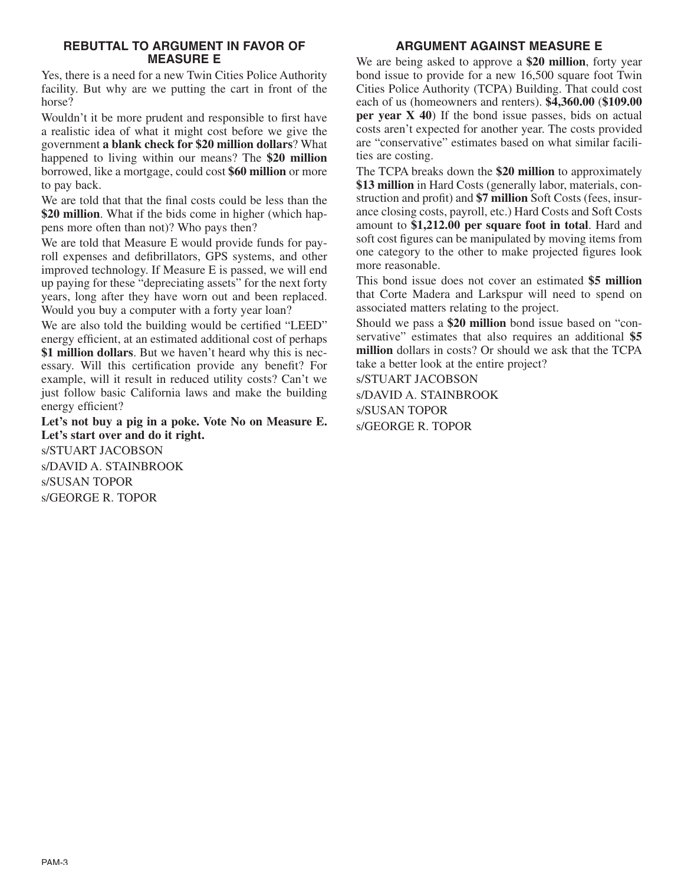## REBUTTAL TO ARGUMENT IN FAVOR OF MEASURE E

Yes, there is a need for a new Twin Cities Police Authority facility. But why are we putting the cart in front of the horse?

Wouldn't it be more prudent and responsible to first have a realistic idea of what it might cost before we give the government **a blank check for $20 million dollars**? What happened to living within our means? The **$20 million** borrowed, like a mortgage, could cost **$60 million** or more to pay back.

We are told that that the final costs could be less than the **$20 million**. What if the bids come in higher (which happens more often than not)? Who pays then?

We are told that Measure E would provide funds for payroll expenses and defibrillators, GPS systems, and other improved technology. If Measure E is passed, we will end up paying for these "depreciating assets" for the next forty years, long after they have worn out and been replaced. Would you buy a computer with a forty year loan?

We are also told the building would be certified "LEED" energy efficient, at an estimated additional cost of perhaps **$1 million dollars**. But we haven't heard why this is necessary. Will this certification provide any benefit? For example, will it result in reduced utility costs? Can't we just follow basic California laws and make the building energy efficient?

**Let's not buy a pig in a poke. Vote No on Measure E. Let's start over and do it right.**

s/STUART JACOBSON
s/DAVID A. STAINBROOK
s/SUSAN TOPOR
s/GEORGE R. TOPOR

## ARGUMENT AGAINST MEASURE E

We are being asked to approve a **$20 million**, forty year bond issue to provide for a new 16,500 square foot Twin Cities Police Authority (TCPA) Building. That could cost each of us (homeowners and renters). **$4,360.00** (**$109.00 per year X 40**) If the bond issue passes, bids on actual costs aren't expected for another year. The costs provided are "conservative" estimates based on what similar facilities are costing.

The TCPA breaks down the **$20 million** to approximately **$13 million** in Hard Costs (generally labor, materials, construction and profit) and **$7 million** Soft Costs (fees, insurance closing costs, payroll, etc.) Hard Costs and Soft Costs amount to **$1,212.00 per square foot in total**. Hard and soft cost figures can be manipulated by moving items from one category to the other to make projected figures look more reasonable.

This bond issue does not cover an estimated **$5 million** that Corte Madera and Larkspur will need to spend on associated matters relating to the project.

Should we pass a **$20 million** bond issue based on "conservative" estimates that also requires an additional **$5 million** dollars in costs? Or should we ask that the TCPA take a better look at the entire project?

s/STUART JACOBSON
s/DAVID A. STAINBROOK
s/SUSAN TOPOR
s/GEORGE R. TOPOR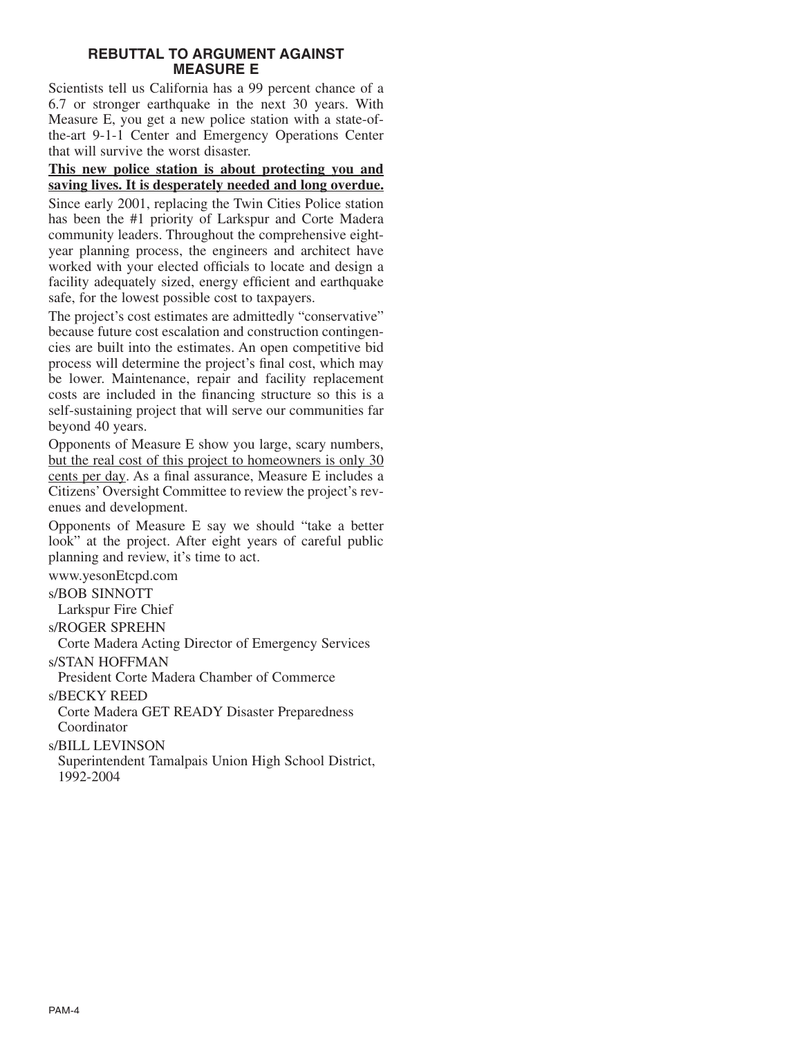## REBUTTAL TO ARGUMENT AGAINST MEASURE E

Scientists tell us California has a 99 percent chance of a 6.7 or stronger earthquake in the next 30 years. With Measure E, you get a new police station with a state-of-the-art 9-1-1 Center and Emergency Operations Center that will survive the worst disaster.

**This new police station is about protecting you and saving lives. It is desperately needed and long overdue.**

Since early 2001, replacing the Twin Cities Police station has been the #1 priority of Larkspur and Corte Madera community leaders. Throughout the comprehensive eight-year planning process, the engineers and architect have worked with your elected officials to locate and design a facility adequately sized, energy efficient and earthquake safe, for the lowest possible cost to taxpayers.

The project's cost estimates are admittedly "conservative" because future cost escalation and construction contingencies are built into the estimates. An open competitive bid process will determine the project's final cost, which may be lower. Maintenance, repair and facility replacement costs are included in the financing structure so this is a self-sustaining project that will serve our communities far beyond 40 years.

Opponents of Measure E show you large, scary numbers, but the real cost of this project to homeowners is only 30 cents per day. As a final assurance, Measure E includes a Citizens' Oversight Committee to review the project's revenues and development.

Opponents of Measure E say we should "take a better look" at the project. After eight years of careful public planning and review, it's time to act.

www.yesonEtcpd.com

s/BOB SINNOTT
Larkspur Fire Chief

s/ROGER SPREHN
Corte Madera Acting Director of Emergency Services

s/STAN HOFFMAN
President Corte Madera Chamber of Commerce

s/BECKY REED
Corte Madera GET READY Disaster Preparedness Coordinator

s/BILL LEVINSON
Superintendent Tamalpais Union High School District, 1992-2004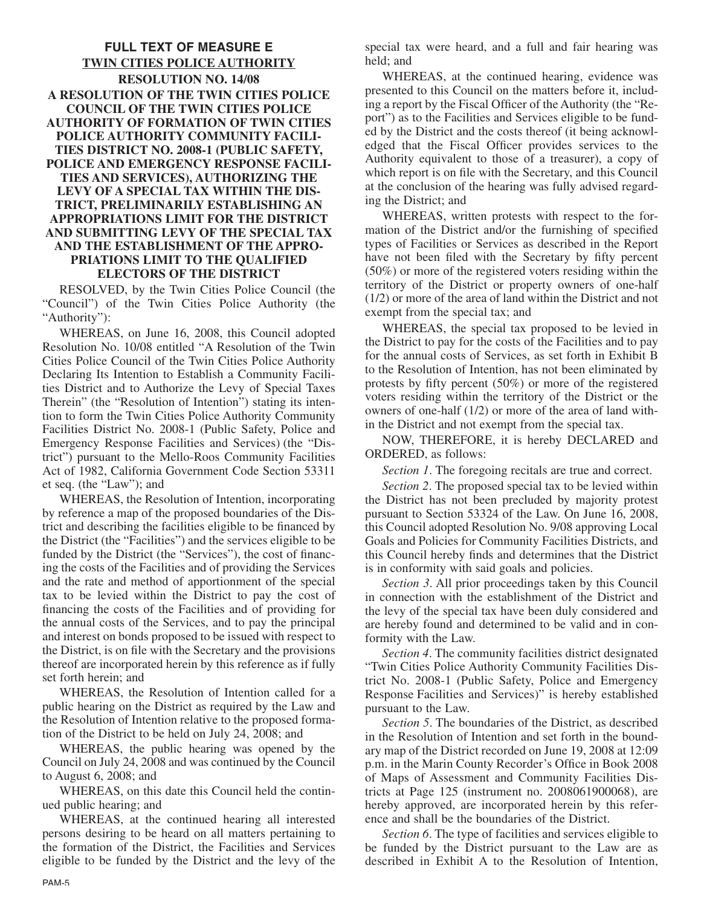## FULL TEXT OF MEASURE E

## TWIN CITIES POLICE AUTHORITY

### RESOLUTION NO. 14/08

### A RESOLUTION OF THE TWIN CITIES POLICE COUNCIL OF THE TWIN CITIES POLICE AUTHORITY OF FORMATION OF TWIN CITIES POLICE AUTHORITY COMMUNITY FACILITIES DISTRICT NO. 2008-1 (PUBLIC SAFETY, POLICE AND EMERGENCY RESPONSE FACILITIES AND SERVICES), AUTHORIZING THE LEVY OF A SPECIAL TAX WITHIN THE DISTRICT, PRELIMINARILY ESTABLISHING AN APPROPRIATIONS LIMIT FOR THE DISTRICT AND SUBMITTING LEVY OF THE SPECIAL TAX AND THE ESTABLISHMENT OF THE APPROPRIATIONS LIMIT TO THE QUALIFIED ELECTORS OF THE DISTRICT

RESOLVED, by the Twin Cities Police Council (the "Council") of the Twin Cities Police Authority (the "Authority"):

WHEREAS, on June 16, 2008, this Council adopted Resolution No. 10/08 entitled "A Resolution of the Twin Cities Police Council of the Twin Cities Police Authority Declaring Its Intention to Establish a Community Facilities District and to Authorize the Levy of Special Taxes Therein" (the "Resolution of Intention") stating its intention to form the Twin Cities Police Authority Community Facilities District No. 2008-1 (Public Safety, Police and Emergency Response Facilities and Services) (the "District") pursuant to the Mello-Roos Community Facilities Act of 1982, California Government Code Section 53311 et seq. (the "Law"); and

WHEREAS, the Resolution of Intention, incorporating by reference a map of the proposed boundaries of the District and describing the facilities eligible to be financed by the District (the "Facilities") and the services eligible to be funded by the District (the "Services"), the cost of financing the costs of the Facilities and of providing the Services and the rate and method of apportionment of the special tax to be levied within the District to pay the cost of financing the costs of the Facilities and of providing for the annual costs of the Services, and to pay the principal and interest on bonds proposed to be issued with respect to the District, is on file with the Secretary and the provisions thereof are incorporated herein by this reference as if fully set forth herein; and

WHEREAS, the Resolution of Intention called for a public hearing on the District as required by the Law and the Resolution of Intention relative to the proposed formation of the District to be held on July 24, 2008; and

WHEREAS, the public hearing was opened by the Council on July 24, 2008 and was continued by the Council to August 6, 2008; and

WHEREAS, on this date this Council held the continued public hearing; and

WHEREAS, at the continued hearing all interested persons desiring to be heard on all matters pertaining to the formation of the District, the Facilities and Services eligible to be funded by the District and the levy of the special tax were heard, and a full and fair hearing was held; and

WHEREAS, at the continued hearing, evidence was presented to this Council on the matters before it, including a report by the Fiscal Officer of the Authority (the "Report") as to the Facilities and Services eligible to be funded by the District and the costs thereof (it being acknowledged that the Fiscal Officer provides services to the Authority equivalent to those of a treasurer), a copy of which report is on file with the Secretary, and this Council at the conclusion of the hearing was fully advised regarding the District; and

WHEREAS, written protests with respect to the formation of the District and/or the furnishing of specified types of Facilities or Services as described in the Report have not been filed with the Secretary by fifty percent (50%) or more of the registered voters residing within the territory of the District or property owners of one-half (1/2) or more of the area of land within the District and not exempt from the special tax; and

WHEREAS, the special tax proposed to be levied in the District to pay for the costs of the Facilities and to pay for the annual costs of Services, as set forth in Exhibit B to the Resolution of Intention, has not been eliminated by protests by fifty percent (50%) or more of the registered voters residing within the territory of the District or the owners of one-half (1/2) or more of the area of land within the District and not exempt from the special tax.

NOW, THEREFORE, it is hereby DECLARED and ORDERED, as follows:

*Section 1*. The foregoing recitals are true and correct.

*Section 2*. The proposed special tax to be levied within the District has not been precluded by majority protest pursuant to Section 53324 of the Law. On June 16, 2008, this Council adopted Resolution No. 9/08 approving Local Goals and Policies for Community Facilities Districts, and this Council hereby finds and determines that the District is in conformity with said goals and policies.

*Section 3*. All prior proceedings taken by this Council in connection with the establishment of the District and the levy of the special tax have been duly considered and are hereby found and determined to be valid and in conformity with the Law.

*Section 4*. The community facilities district designated "Twin Cities Police Authority Community Facilities District No. 2008-1 (Public Safety, Police and Emergency Response Facilities and Services)" is hereby established pursuant to the Law.

*Section 5*. The boundaries of the District, as described in the Resolution of Intention and set forth in the boundary map of the District recorded on June 19, 2008 at 12:09 p.m. in the Marin County Recorder's Office in Book 2008 of Maps of Assessment and Community Facilities Districts at Page 125 (instrument no. 2008061900068), are hereby approved, are incorporated herein by this reference and shall be the boundaries of the District.

*Section 6*. The type of facilities and services eligible to be funded by the District pursuant to the Law are as described in Exhibit A to the Resolution of Intention,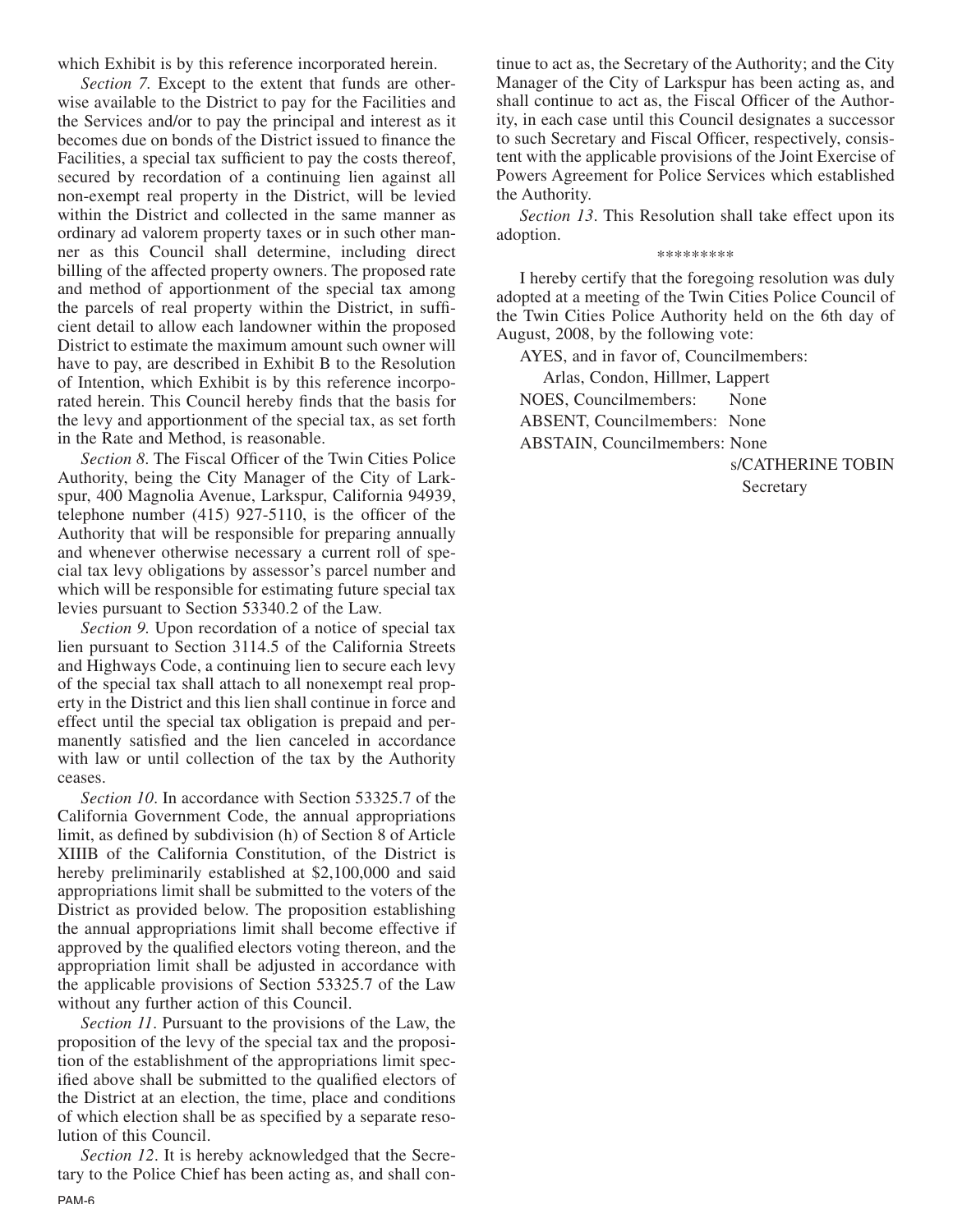which Exhibit is by this reference incorporated herein.

*Section 7.* Except to the extent that funds are otherwise available to the District to pay for the Facilities and the Services and/or to pay the principal and interest as it becomes due on bonds of the District issued to finance the Facilities, a special tax sufficient to pay the costs thereof, secured by recordation of a continuing lien against all non-exempt real property in the District, will be levied within the District and collected in the same manner as ordinary ad valorem property taxes or in such other manner as this Council shall determine, including direct billing of the affected property owners. The proposed rate and method of apportionment of the special tax among the parcels of real property within the District, in sufficient detail to allow each landowner within the proposed District to estimate the maximum amount such owner will have to pay, are described in Exhibit B to the Resolution of Intention, which Exhibit is by this reference incorporated herein. This Council hereby finds that the basis for the levy and apportionment of the special tax, as set forth in the Rate and Method, is reasonable.

*Section 8*. The Fiscal Officer of the Twin Cities Police Authority, being the City Manager of the City of Larkspur, 400 Magnolia Avenue, Larkspur, California 94939, telephone number (415) 927-5110, is the officer of the Authority that will be responsible for preparing annually and whenever otherwise necessary a current roll of special tax levy obligations by assessor's parcel number and which will be responsible for estimating future special tax levies pursuant to Section 53340.2 of the Law.

*Section 9.* Upon recordation of a notice of special tax lien pursuant to Section 3114.5 of the California Streets and Highways Code, a continuing lien to secure each levy of the special tax shall attach to all nonexempt real property in the District and this lien shall continue in force and effect until the special tax obligation is prepaid and permanently satisfied and the lien canceled in accordance with law or until collection of the tax by the Authority ceases.

*Section 10*. In accordance with Section 53325.7 of the California Government Code, the annual appropriations limit, as defined by subdivision (h) of Section 8 of Article XIIIB of the California Constitution, of the District is hereby preliminarily established at $2,100,000 and said appropriations limit shall be submitted to the voters of the District as provided below. The proposition establishing the annual appropriations limit shall become effective if approved by the qualified electors voting thereon, and the appropriation limit shall be adjusted in accordance with the applicable provisions of Section 53325.7 of the Law without any further action of this Council.

*Section 11*. Pursuant to the provisions of the Law, the proposition of the levy of the special tax and the proposition of the establishment of the appropriations limit specified above shall be submitted to the qualified electors of the District at an election, the time, place and conditions of which election shall be as specified by a separate resolution of this Council.

*Section 12*. It is hereby acknowledged that the Secretary to the Police Chief has been acting as, and shall continue to act as, the Secretary of the Authority; and the City Manager of the City of Larkspur has been acting as, and shall continue to act as, the Fiscal Officer of the Authority, in each case until this Council designates a successor to such Secretary and Fiscal Officer, respectively, consistent with the applicable provisions of the Joint Exercise of Powers Agreement for Police Services which established the Authority.

*Section 13*. This Resolution shall take effect upon its adoption.

*********

I hereby certify that the foregoing resolution was duly adopted at a meeting of the Twin Cities Police Council of the Twin Cities Police Authority held on the 6th day of August, 2008, by the following vote:

AYES, and in favor of, Councilmembers:
Arlas, Condon, Hillmer, Lappert

NOES, Councilmembers: None

ABSENT, Councilmembers: None

ABSTAIN, Councilmembers: None

s/CATHERINE TOBIN
Secretary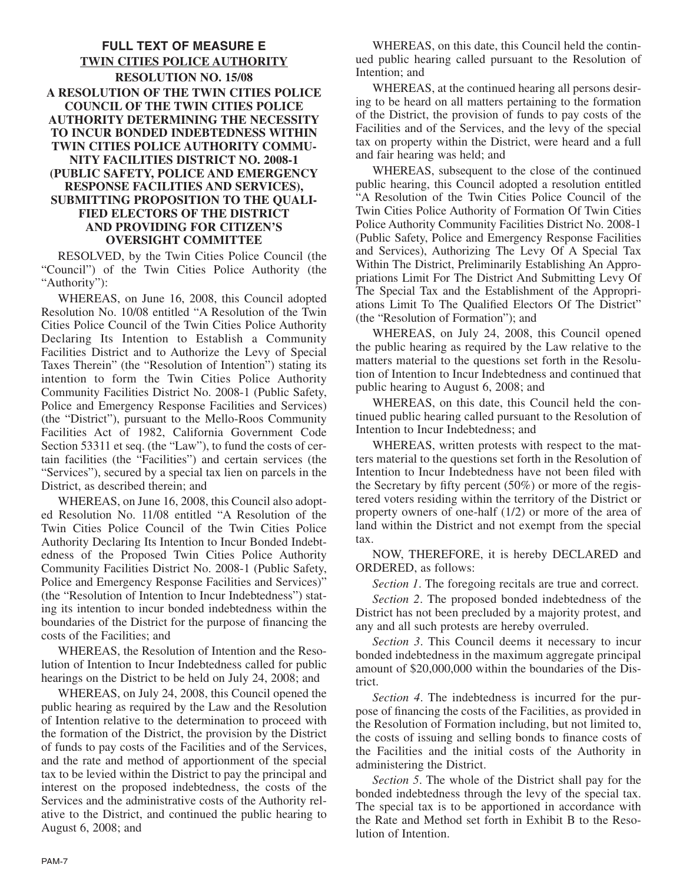## FULL TEXT OF MEASURE E
## TWIN CITIES POLICE AUTHORITY
### RESOLUTION NO. 15/08
### A RESOLUTION OF THE TWIN CITIES POLICE COUNCIL OF THE TWIN CITIES POLICE AUTHORITY DETERMINING THE NECESSITY TO INCUR BONDED INDEBTEDNESS WITHIN TWIN CITIES POLICE AUTHORITY COMMUNITY FACILITIES DISTRICT NO. 2008-1 (PUBLIC SAFETY, POLICE AND EMERGENCY RESPONSE FACILITIES AND SERVICES), SUBMITTING PROPOSITION TO THE QUALIFIED ELECTORS OF THE DISTRICT AND PROVIDING FOR CITIZEN'S OVERSIGHT COMMITTEE

RESOLVED, by the Twin Cities Police Council (the "Council") of the Twin Cities Police Authority (the "Authority"):

WHEREAS, on June 16, 2008, this Council adopted Resolution No. 10/08 entitled "A Resolution of the Twin Cities Police Council of the Twin Cities Police Authority Declaring Its Intention to Establish a Community Facilities District and to Authorize the Levy of Special Taxes Therein" (the "Resolution of Intention") stating its intention to form the Twin Cities Police Authority Community Facilities District No. 2008-1 (Public Safety, Police and Emergency Response Facilities and Services) (the "District"), pursuant to the Mello-Roos Community Facilities Act of 1982, California Government Code Section 53311 et seq. (the "Law"), to fund the costs of certain facilities (the "Facilities") and certain services (the "Services"), secured by a special tax lien on parcels in the District, as described therein; and

WHEREAS, on June 16, 2008, this Council also adopted Resolution No. 11/08 entitled "A Resolution of the Twin Cities Police Council of the Twin Cities Police Authority Declaring Its Intention to Incur Bonded Indebtedness of the Proposed Twin Cities Police Authority Community Facilities District No. 2008-1 (Public Safety, Police and Emergency Response Facilities and Services)" (the "Resolution of Intention to Incur Indebtedness") stating its intention to incur bonded indebtedness within the boundaries of the District for the purpose of financing the costs of the Facilities; and

WHEREAS, the Resolution of Intention and the Resolution of Intention to Incur Indebtedness called for public hearings on the District to be held on July 24, 2008; and

WHEREAS, on July 24, 2008, this Council opened the public hearing as required by the Law and the Resolution of Intention relative to the determination to proceed with the formation of the District, the provision by the District of funds to pay costs of the Facilities and of the Services, and the rate and method of apportionment of the special tax to be levied within the District to pay the principal and interest on the proposed indebtedness, the costs of the Services and the administrative costs of the Authority relative to the District, and continued the public hearing to August 6, 2008; and

WHEREAS, on this date, this Council held the continued public hearing called pursuant to the Resolution of Intention; and

WHEREAS, at the continued hearing all persons desiring to be heard on all matters pertaining to the formation of the District, the provision of funds to pay costs of the Facilities and of the Services, and the levy of the special tax on property within the District, were heard and a full and fair hearing was held; and

WHEREAS, subsequent to the close of the continued public hearing, this Council adopted a resolution entitled "A Resolution of the Twin Cities Police Council of the Twin Cities Police Authority of Formation Of Twin Cities Police Authority Community Facilities District No. 2008-1 (Public Safety, Police and Emergency Response Facilities and Services), Authorizing The Levy Of A Special Tax Within The District, Preliminarily Establishing An Appropriations Limit For The District And Submitting Levy Of The Special Tax and the Establishment of the Appropriations Limit To The Qualified Electors Of The District" (the "Resolution of Formation"); and

WHEREAS, on July 24, 2008, this Council opened the public hearing as required by the Law relative to the matters material to the questions set forth in the Resolution of Intention to Incur Indebtedness and continued that public hearing to August 6, 2008; and

WHEREAS, on this date, this Council held the continued public hearing called pursuant to the Resolution of Intention to Incur Indebtedness; and

WHEREAS, written protests with respect to the matters material to the questions set forth in the Resolution of Intention to Incur Indebtedness have not been filed with the Secretary by fifty percent (50%) or more of the registered voters residing within the territory of the District or property owners of one-half (1/2) or more of the area of land within the District and not exempt from the special tax.

NOW, THEREFORE, it is hereby DECLARED and ORDERED, as follows:

*Section 1*. The foregoing recitals are true and correct.

*Section 2*. The proposed bonded indebtedness of the District has not been precluded by a majority protest, and any and all such protests are hereby overruled.

*Section 3*. This Council deems it necessary to incur bonded indebtedness in the maximum aggregate principal amount of $20,000,000 within the boundaries of the District.

*Section 4*. The indebtedness is incurred for the purpose of financing the costs of the Facilities, as provided in the Resolution of Formation including, but not limited to, the costs of issuing and selling bonds to finance costs of the Facilities and the initial costs of the Authority in administering the District.

*Section 5*. The whole of the District shall pay for the bonded indebtedness through the levy of the special tax. The special tax is to be apportioned in accordance with the Rate and Method set forth in Exhibit B to the Resolution of Intention.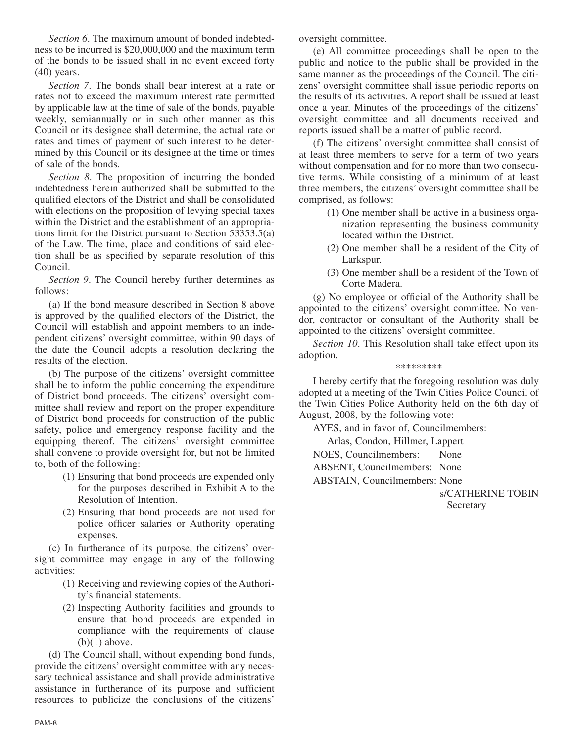*Section 6*. The maximum amount of bonded indebtedness to be incurred is $20,000,000 and the maximum term of the bonds to be issued shall in no event exceed forty (40) years.

*Section 7*. The bonds shall bear interest at a rate or rates not to exceed the maximum interest rate permitted by applicable law at the time of sale of the bonds, payable weekly, semiannually or in such other manner as this Council or its designee shall determine, the actual rate or rates and times of payment of such interest to be determined by this Council or its designee at the time or times of sale of the bonds.

*Section 8*. The proposition of incurring the bonded indebtedness herein authorized shall be submitted to the qualified electors of the District and shall be consolidated with elections on the proposition of levying special taxes within the District and the establishment of an appropriations limit for the District pursuant to Section 53353.5(a) of the Law. The time, place and conditions of said election shall be as specified by separate resolution of this Council.

*Section 9*. The Council hereby further determines as follows:

(a) If the bond measure described in Section 8 above is approved by the qualified electors of the District, the Council will establish and appoint members to an independent citizens' oversight committee, within 90 days of the date the Council adopts a resolution declaring the results of the election.

(b) The purpose of the citizens' oversight committee shall be to inform the public concerning the expenditure of District bond proceeds. The citizens' oversight committee shall review and report on the proper expenditure of District bond proceeds for construction of the public safety, police and emergency response facility and the equipping thereof. The citizens' oversight committee shall convene to provide oversight for, but not be limited to, both of the following:

(1) Ensuring that bond proceeds are expended only for the purposes described in Exhibit A to the Resolution of Intention.

(2) Ensuring that bond proceeds are not used for police officer salaries or Authority operating expenses.

(c) In furtherance of its purpose, the citizens' oversight committee may engage in any of the following activities:

(1) Receiving and reviewing copies of the Authority's financial statements.

(2) Inspecting Authority facilities and grounds to ensure that bond proceeds are expended in compliance with the requirements of clause (b)(1) above.

(d) The Council shall, without expending bond funds, provide the citizens' oversight committee with any necessary technical assistance and shall provide administrative assistance in furtherance of its purpose and sufficient resources to publicize the conclusions of the citizens' oversight committee.

(e) All committee proceedings shall be open to the public and notice to the public shall be provided in the same manner as the proceedings of the Council. The citizens' oversight committee shall issue periodic reports on the results of its activities. A report shall be issued at least once a year. Minutes of the proceedings of the citizens' oversight committee and all documents received and reports issued shall be a matter of public record.

(f) The citizens' oversight committee shall consist of at least three members to serve for a term of two years without compensation and for no more than two consecutive terms. While consisting of a minimum of at least three members, the citizens' oversight committee shall be comprised, as follows:

(1) One member shall be active in a business organization representing the business community located within the District.

(2) One member shall be a resident of the City of Larkspur.

(3) One member shall be a resident of the Town of Corte Madera.

(g) No employee or official of the Authority shall be appointed to the citizens' oversight committee. No vendor, contractor or consultant of the Authority shall be appointed to the citizens' oversight committee.

*Section 10*. This Resolution shall take effect upon its adoption.

*********

I hereby certify that the foregoing resolution was duly adopted at a meeting of the Twin Cities Police Council of the Twin Cities Police Authority held on the 6th day of August, 2008, by the following vote:

AYES, and in favor of, Councilmembers:

Arlas, Condon, Hillmer, Lappert

NOES, Councilmembers: None

ABSENT, Councilmembers: None

ABSTAIN, Councilmembers: None

s/CATHERINE TOBIN
Secretary